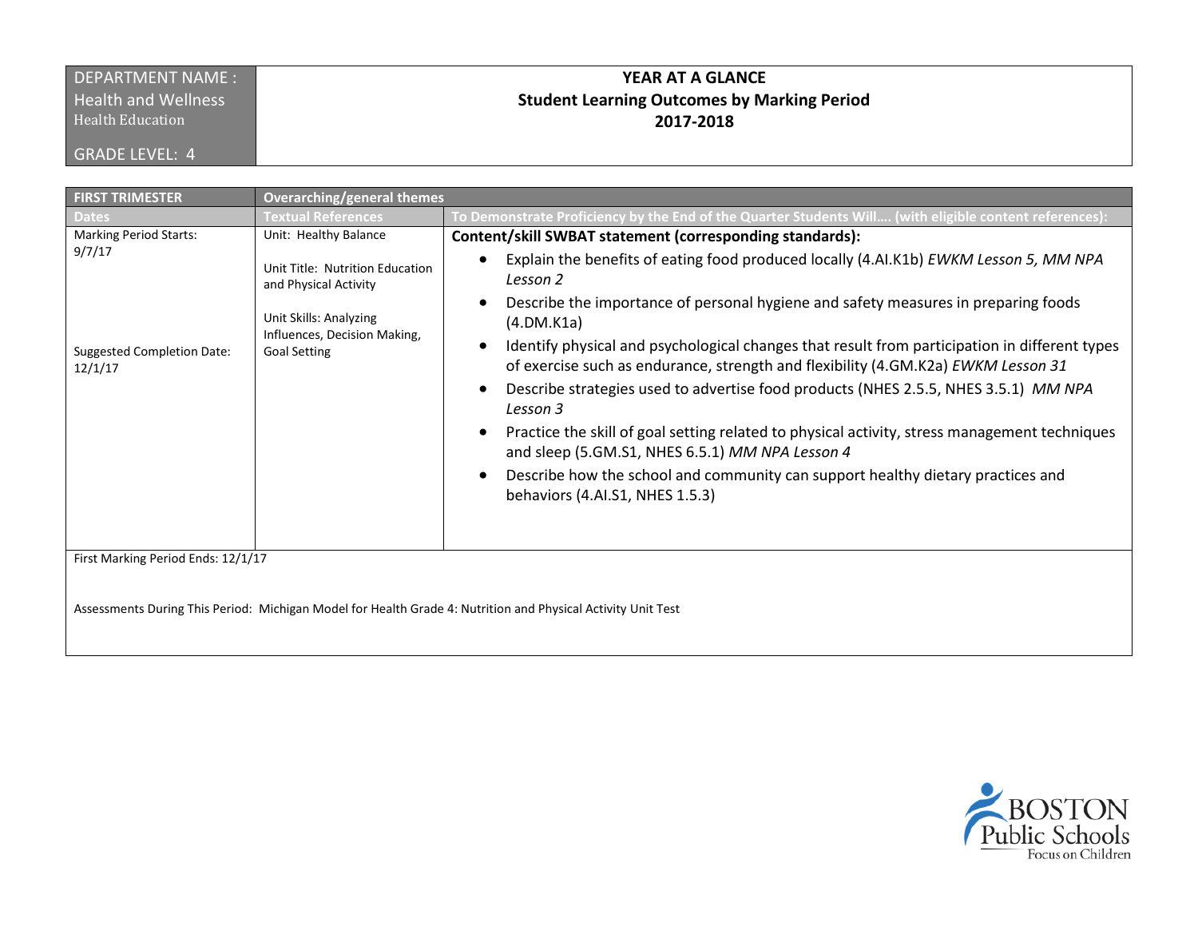| DEPARTMENT NAME : Health and Wellness<br>Health Education<br><br>GRADE LEVEL: 4 | **YEAR AT A GLANCE**<br>**Student Learning Outcomes by Marking Period**<br>**2017-2018** |
|---|---|

| **FIRST TRIMESTER** | **Overarching/general themes** | |
|---|---|---|
| **Dates** | **Textual References** | **To Demonstrate Proficiency by the End of the Quarter Students Will…. (with eligible content references):** |
| Marking Period Starts: 9/7/17<br><br>Suggested Completion Date: 12/1/17 | Unit: Healthy Balance<br><br>Unit Title: Nutrition Education and Physical Activity<br><br>Unit Skills: Analyzing Influences, Decision Making, Goal Setting | **Content/skill SWBAT statement (corresponding standards):**<br>• Explain the benefits of eating food produced locally (4.AI.K1b) *EWKM Lesson 5, MM NPA Lesson 2*<br>• Describe the importance of personal hygiene and safety measures in preparing foods (4.DM.K1a)<br>• Identify physical and psychological changes that result from participation in different types of exercise such as endurance, strength and flexibility (4.GM.K2a) *EWKM Lesson 31*<br>• Describe strategies used to advertise food products (NHES 2.5.5, NHES 3.5.1) *MM NPA Lesson 3*<br>• Practice the skill of goal setting related to physical activity, stress management techniques and sleep (5.GM.S1, NHES 6.5.1) *MM NPA Lesson 4*<br>• Describe how the school and community can support healthy dietary practices and behaviors (4.AI.S1, NHES 1.5.3) |
| First Marking Period Ends: 12/1/17<br><br>Assessments During This Period: Michigan Model for Health Grade 4: Nutrition and Physical Activity Unit Test | | |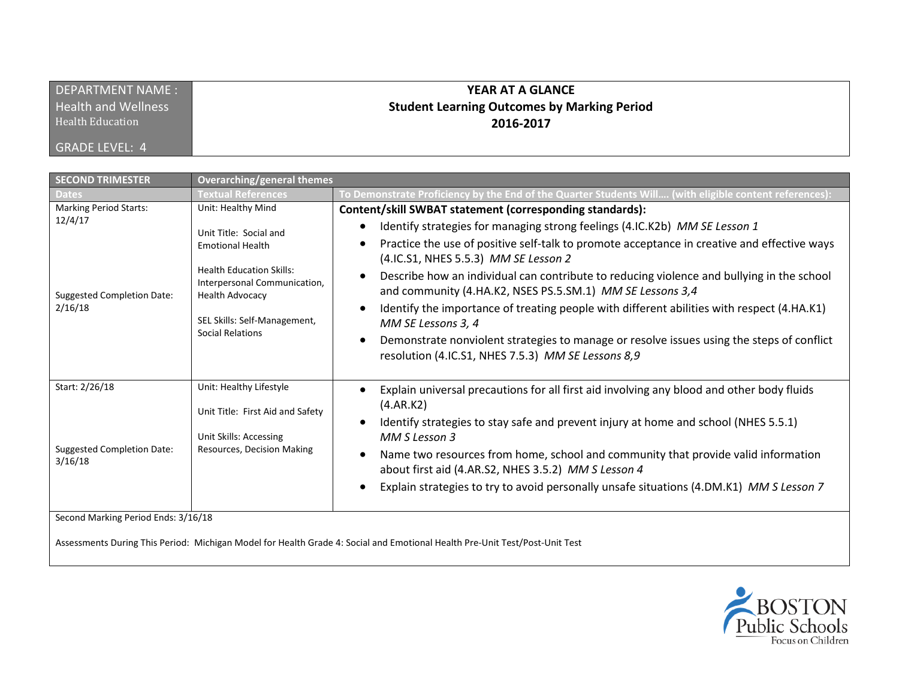| DEPARTMENT NAME : Health and Wellness<br>Health Education<br><br>GRADE LEVEL: 4 | **YEAR AT A GLANCE**<br>**Student Learning Outcomes by Marking Period**<br>**2016-2017** |
|---|---|

| **SECOND TRIMESTER** | **Overarching/general themes** | |
|---|---|---|
| **Dates** | **Textual References** | **To Demonstrate Proficiency by the End of the Quarter Students Will…. (with eligible content references):** |
| Marking Period Starts: 12/4/17<br><br>Suggested Completion Date: 2/16/18 | Unit: Healthy Mind<br><br>Unit Title: Social and Emotional Health<br><br>Health Education Skills: Interpersonal Communication, Health Advocacy<br><br>SEL Skills: Self-Management, Social Relations | **Content/skill SWBAT statement (corresponding standards):**<br>• Identify strategies for managing strong feelings (4.IC.K2b) *MM SE Lesson 1*<br>• Practice the use of positive self-talk to promote acceptance in creative and effective ways (4.IC.S1, NHES 5.5.3) *MM SE Lesson 2*<br>• Describe how an individual can contribute to reducing violence and bullying in the school and community (4.HA.K2, NSES PS.5.SM.1) *MM SE Lessons 3,4*<br>• Identify the importance of treating people with different abilities with respect (4.HA.K1) *MM SE Lessons 3, 4*<br>• Demonstrate nonviolent strategies to manage or resolve issues using the steps of conflict resolution (4.IC.S1, NHES 7.5.3) *MM SE Lessons 8,9* |
| Start: 2/26/18<br><br>Suggested Completion Date: 3/16/18 | Unit: Healthy Lifestyle<br><br>Unit Title: First Aid and Safety<br><br>Unit Skills: Accessing Resources, Decision Making | • Explain universal precautions for all first aid involving any blood and other body fluids (4.AR.K2)<br>• Identify strategies to stay safe and prevent injury at home and school (NHES 5.5.1) *MM S Lesson 3*<br>• Name two resources from home, school and community that provide valid information about first aid (4.AR.S2, NHES 3.5.2) *MM S Lesson 4*<br>• Explain strategies to try to avoid personally unsafe situations (4.DM.K1) *MM S Lesson 7* |
| Second Marking Period Ends: 3/16/18<br><br>Assessments During This Period: Michigan Model for Health Grade 4: Social and Emotional Health Pre-Unit Test/Post-Unit Test | | |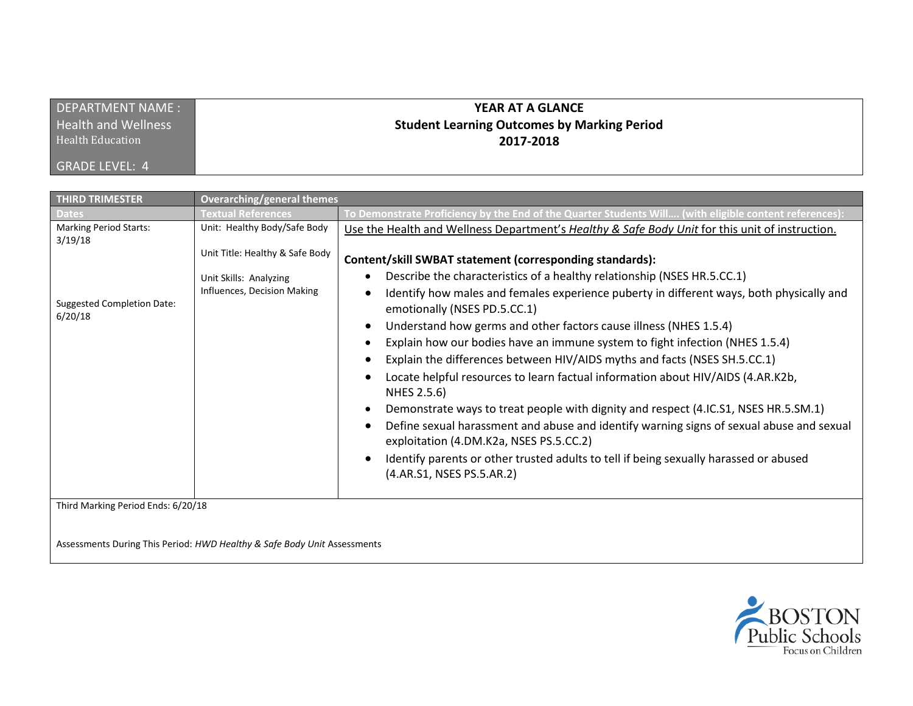| DEPARTMENT NAME : Health and Wellness<br>Health Education<br>GRADE LEVEL: 4 | **YEAR AT A GLANCE**<br>**Student Learning Outcomes by Marking Period**<br>**2017-2018** |
|---|---|

| **THIRD TRIMESTER** | **Overarching/general themes** | |
|---|---|---|
| **Dates** | **Textual References** | **To Demonstrate Proficiency by the End of the Quarter Students Will…. (with eligible content references):** |
| Marking Period Starts: 3/19/18<br><br>Suggested Completion Date: 6/20/18 | Unit: Healthy Body/Safe Body<br><br>Unit Title: Healthy & Safe Body<br><br>Unit Skills: Analyzing Influences, Decision Making | Use the Health and Wellness Department's *Healthy & Safe Body Unit* for this unit of instruction.<br><br>**Content/skill SWBAT statement (corresponding standards):**<br>• Describe the characteristics of a healthy relationship (NSES HR.5.CC.1)<br>• Identify how males and females experience puberty in different ways, both physically and emotionally (NSES PD.5.CC.1)<br>• Understand how germs and other factors cause illness (NHES 1.5.4)<br>• Explain how our bodies have an immune system to fight infection (NHES 1.5.4)<br>• Explain the differences between HIV/AIDS myths and facts (NSES SH.5.CC.1)<br>• Locate helpful resources to learn factual information about HIV/AIDS (4.AR.K2b, NHES 2.5.6)<br>• Demonstrate ways to treat people with dignity and respect (4.IC.S1, NSES HR.5.SM.1)<br>• Define sexual harassment and abuse and identify warning signs of sexual abuse and sexual exploitation (4.DM.K2a, NSES PS.5.CC.2)<br>• Identify parents or other trusted adults to tell if being sexually harassed or abused (4.AR.S1, NSES PS.5.AR.2) |
| Third Marking Period Ends: 6/20/18<br><br>Assessments During This Period: *HWD Healthy & Safe Body Unit* Assessments | | |

BOSTON Public Schools
Focus on Children